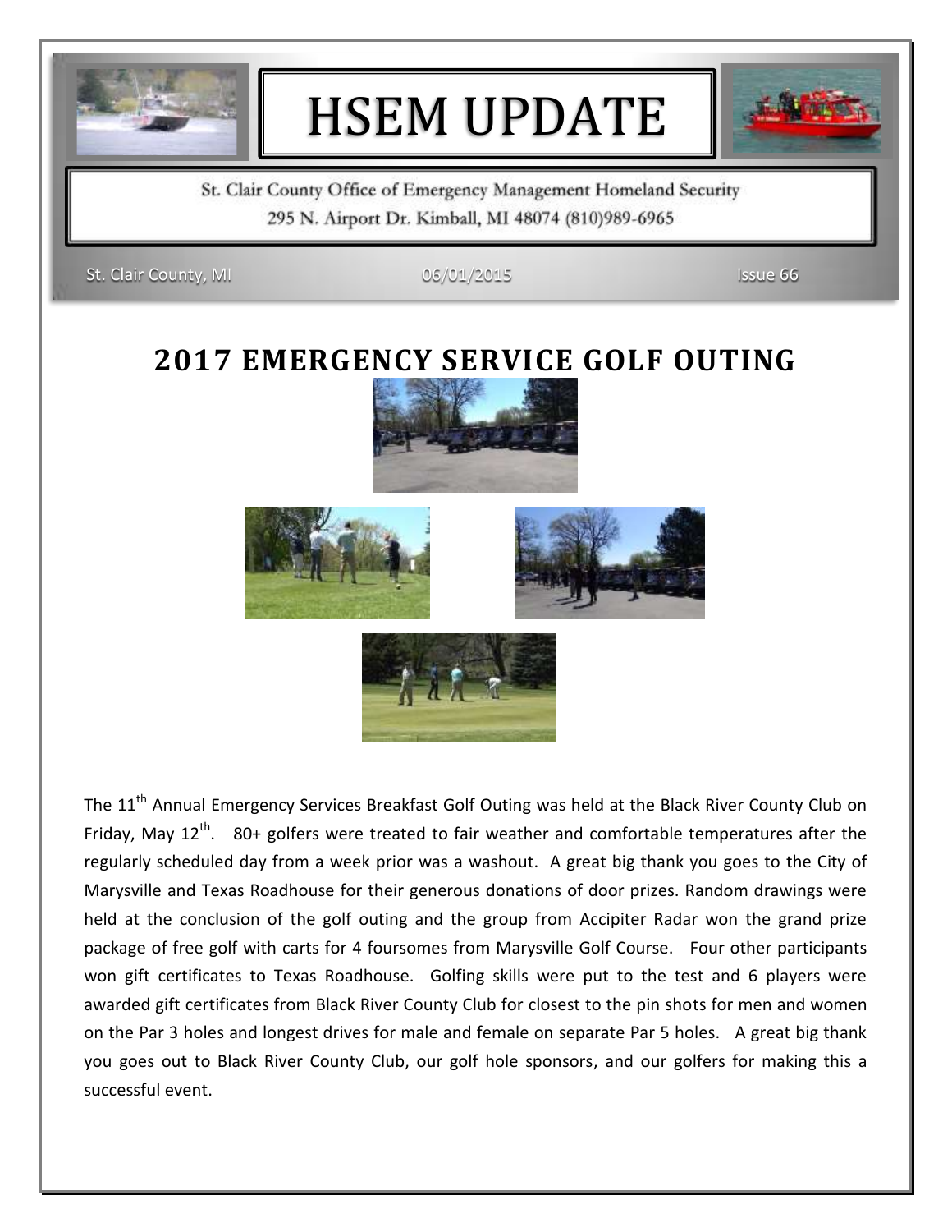# HSEM UPDATE

St. Clair County Office of Emergency Management Homeland Security

295 N. Airport Dr. Kimball, MI 48074 (810)989-6965

St. Clair County, MI | 06/01/2015 | Issue 66

## 2017 EMERGENCY SERVICE GOLF OUTING

The 11th Annual Emergency Services Breakfast Golf Outing was held at the Black River County Club on Friday, May 12th. 80+ golfers were treated to fair weather and comfortable temperatures after the regularly scheduled day from a week prior was a washout. A great big thank you goes to the City of Marysville and Texas Roadhouse for their generous donations of door prizes. Random drawings were held at the conclusion of the golf outing and the group from Accipiter Radar won the grand prize package of free golf with carts for 4 foursomes from Marysville Golf Course. Four other participants won gift certificates to Texas Roadhouse. Golfing skills were put to the test and 6 players were awarded gift certificates from Black River County Club for closest to the pin shots for men and women on the Par 3 holes and longest drives for male and female on separate Par 5 holes. A great big thank you goes out to Black River County Club, our golf hole sponsors, and our golfers for making this a successful event.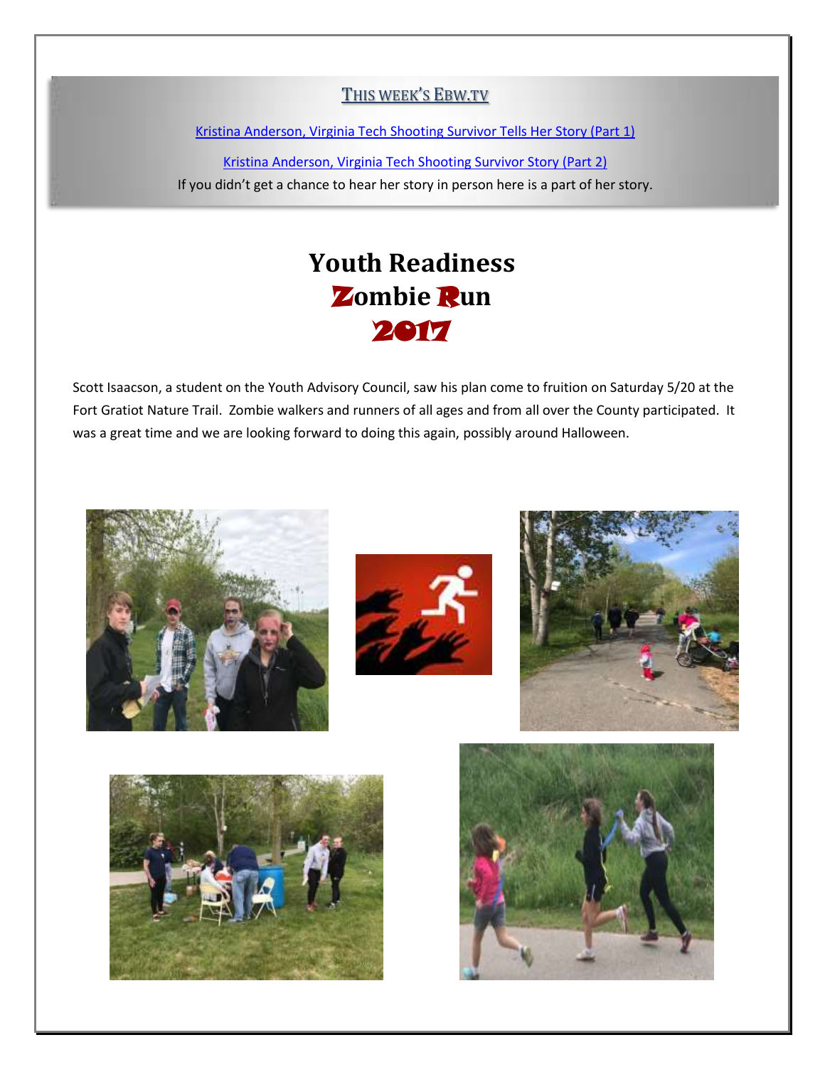## This week's Ebw.tv

Kristina Anderson, Virginia Tech Shooting Survivor Tells Her Story (Part 1)

Kristina Anderson, Virginia Tech Shooting Survivor Story (Part 2)

If you didn't get a chance to hear her story in person here is a part of her story.

# Youth Readiness Zombie Run 2017

Scott Isaacson, a student on the Youth Advisory Council, saw his plan come to fruition on Saturday 5/20 at the Fort Gratiot Nature Trail. Zombie walkers and runners of all ages and from all over the County participated. It was a great time and we are looking forward to doing this again, possibly around Halloween.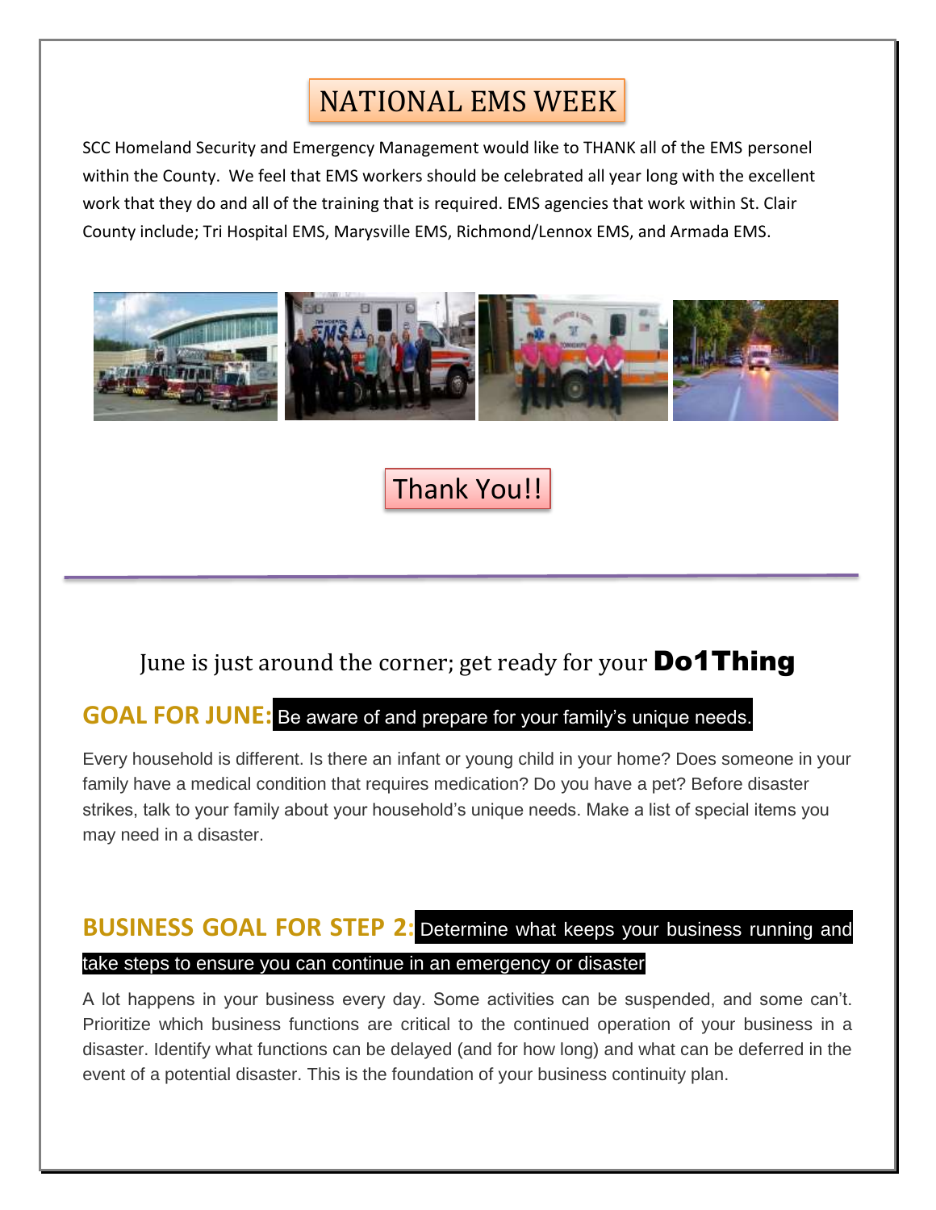# NATIONAL EMS WEEK

SCC Homeland Security and Emergency Management would like to THANK all of the EMS personel within the County. We feel that EMS workers should be celebrated all year long with the excellent work that they do and all of the training that is required. EMS agencies that work within St. Clair County include; Tri Hospital EMS, Marysville EMS, Richmond/Lennox EMS, and Armada EMS.

## Thank You!!

---

## June is just around the corner; get ready for your **Do1Thing**

### GOAL FOR JUNE: Be aware of and prepare for your family's unique needs.

Every household is different. Is there an infant or young child in your home? Does someone in your family have a medical condition that requires medication? Do you have a pet? Before disaster strikes, talk to your family about your household's unique needs. Make a list of special items you may need in a disaster.

### BUSINESS GOAL FOR STEP 2: Determine what keeps your business running and take steps to ensure you can continue in an emergency or disaster

A lot happens in your business every day. Some activities can be suspended, and some can't. Prioritize which business functions are critical to the continued operation of your business in a disaster. Identify what functions can be delayed (and for how long) and what can be deferred in the event of a potential disaster. This is the foundation of your business continuity plan.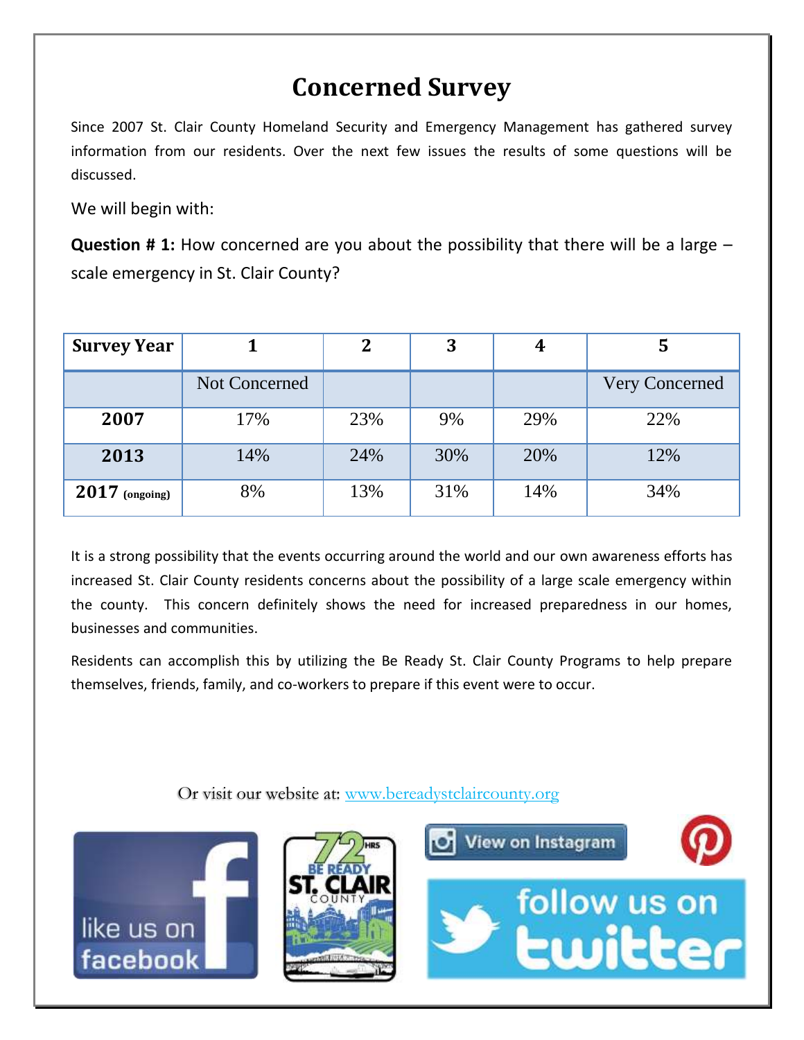# Concerned Survey

Since 2007 St. Clair County Homeland Security and Emergency Management has gathered survey information from our residents. Over the next few issues the results of some questions will be discussed.

We will begin with:

**Question # 1:** How concerned are you about the possibility that there will be a large – scale emergency in St. Clair County?

| Survey Year | 1 | 2 | 3 | 4 | 5 |
|---|---|---|---|---|---|
| | Not Concerned | | | | Very Concerned |
| **2007** | 17% | 23% | 9% | 29% | 22% |
| **2013** | 14% | 24% | 30% | 20% | 12% |
| **2017 (ongoing)** | 8% | 13% | 31% | 14% | 34% |

It is a strong possibility that the events occurring around the world and our own awareness efforts has increased St. Clair County residents concerns about the possibility of a large scale emergency within the county. This concern definitely shows the need for increased preparedness in our homes, businesses and communities.

Residents can accomplish this by utilizing the Be Ready St. Clair County Programs to help prepare themselves, friends, family, and co-workers to prepare if this event were to occur.

Or visit our website at: www.bereadystclaircounty.org

like us on facebook

72 HRS BE READY ST. CLAIR COUNTY

View on Instagram

follow us on twitter